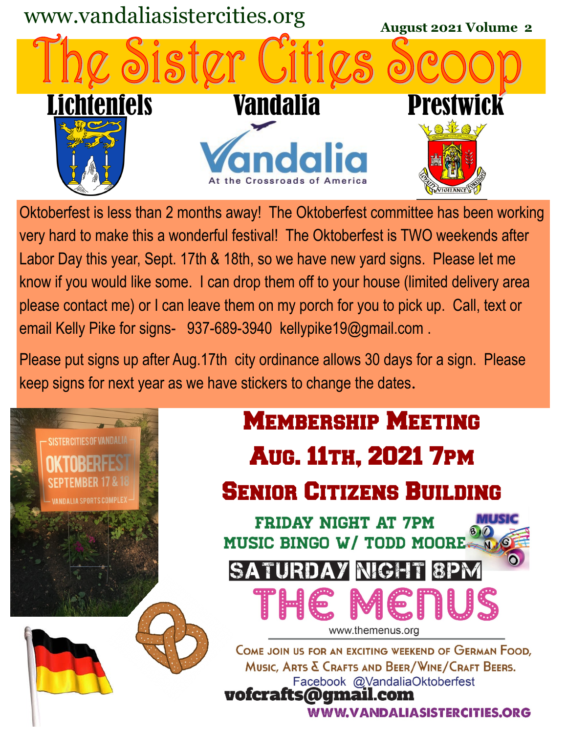www.vandaliasistercities.org

August 2021 Volume 2

# The Sister Cities Scoop

**Lichtenfels** | **Vandalia** | **Prestwick**

Vandalia — At the Crossroads of America

LOYALTY VIGILANCE FORESIGHT

Oktoberfest is less than 2 months away! The Oktoberfest committee has been working very hard to make this a wonderful festival! The Oktoberfest is TWO weekends after Labor Day this year, Sept. 17th & 18th, so we have new yard signs. Please let me know if you would like some. I can drop them off to your house (limited delivery area please contact me) or I can leave them on my porch for you to pick up. Call, text or email Kelly Pike for signs- 937-689-3940 kellypike19@gmail.com .

Please put signs up after Aug.17th city ordinance allows 30 days for a sign. Please keep signs for next year as we have stickers to change the dates.

SISTER CITIES OF VANDALIA
OKTOBERFEST
SEPTEMBER 17 & 18
VANDALIA SPORTS COMPLEX

## Membership Meeting

## Aug. 11th, 2021 7pm

## Senior Citizens Building

**FRIDAY NIGHT AT 7PM**
**MUSIC BINGO W/ TODD MOORE**

MUSIC BINGO

**SATURDAY NIGHT 8PM**

## THE MENUS

www.themenus.org

Come join us for an exciting weekend of German Food, Music, Arts & Crafts and Beer/Wine/Craft Beers.

Facebook @VandaliaOktoberfest

**vofcrafts@gmail.com**

**WWW.VANDALIASISTERCITIES.ORG**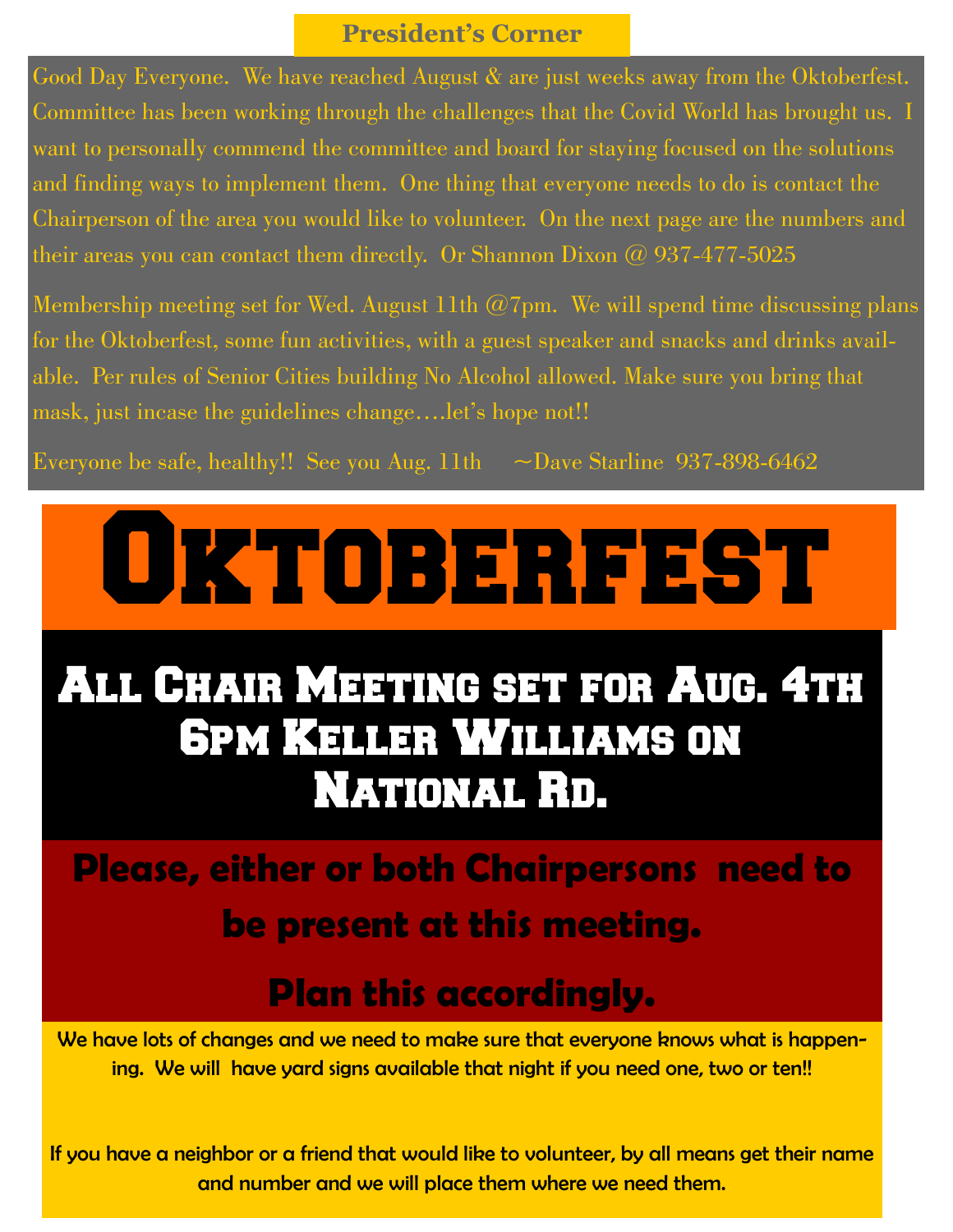## President's Corner

Good Day Everyone. We have reached August & are just weeks away from the Oktoberfest. Committee has been working through the challenges that the Covid World has brought us. I want to personally commend the committee and board for staying focused on the solutions and finding ways to implement them. One thing that everyone needs to do is contact the Chairperson of the area you would like to volunteer. On the next page are the numbers and their areas you can contact them directly. Or Shannon Dixon @ 937-477-5025

Membership meeting set for Wed. August 11th @7pm. We will spend time discussing plans for the Oktoberfest, some fun activities, with a guest speaker and snacks and drinks available. Per rules of Senior Cities building No Alcohol allowed. Make sure you bring that mask, just incase the guidelines change….let's hope not!!

Everyone be safe, healthy!! See you Aug. 11th ~Dave Starline 937-898-6462

# Oktoberfest

## All Chair Meeting set for Aug. 4th 6pm Keller Williams on National Rd.

**Please, either or both Chairpersons need to be present at this meeting.**

**Plan this accordingly.**

We have lots of changes and we need to make sure that everyone knows what is happening. We will have yard signs available that night if you need one, two or ten!!

If you have a neighbor or a friend that would like to volunteer, by all means get their name and number and we will place them where we need them.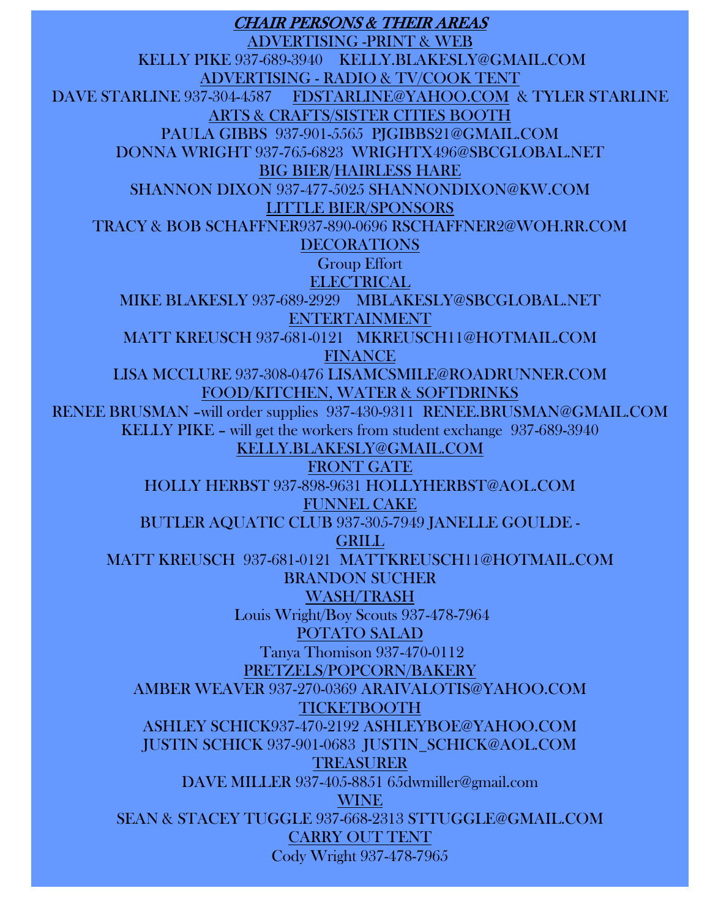# ***CHAIR PERSONS & THEIR AREAS***

**ADVERTISING -PRINT & WEB**

KELLY PIKE 937-689-3940 KELLY.BLAKESLY@GMAIL.COM

**ADVERTISING - RADIO & TV/COOK TENT**

DAVE STARLINE 937-304-4587 FDSTARLINE@YAHOO.COM & TYLER STARLINE

**ARTS & CRAFTS/SISTER CITIES BOOTH**

PAULA GIBBS 937-901-5565 PJGIBBS21@GMAIL.COM

DONNA WRIGHT 937-765-6823 WRIGHTX496@SBCGLOBAL.NET

**BIG BIER/HAIRLESS HARE**

SHANNON DIXON 937-477-5025 SHANNONDIXON@KW.COM

**LITTLE BIER/SPONSORS**

TRACY & BOB SCHAFFNER937-890-0696 RSCHAFFNER2@WOH.RR.COM

**DECORATIONS**

Group Effort

**ELECTRICAL**

MIKE BLAKESLY 937-689-2929 MBLAKESLY@SBCGLOBAL.NET

**ENTERTAINMENT**

MATT KREUSCH 937-681-0121 MKREUSCH11@HOTMAIL.COM

**FINANCE**

LISA MCCLURE 937-308-0476 LISAMCSMILE@ROADRUNNER.COM

**FOOD/KITCHEN, WATER & SOFTDRINKS**

RENEE BRUSMAN –will order supplies 937-430-9311 RENEE.BRUSMAN@GMAIL.COM

KELLY PIKE – will get the workers from student exchange 937-689-3940 KELLY.BLAKESLY@GMAIL.COM

**FRONT GATE**

HOLLY HERBST 937-898-9631 HOLLYHERBST@AOL.COM

**FUNNEL CAKE**

BUTLER AQUATIC CLUB 937-305-7949 JANELLE GOULDE -

**GRILL**

MATT KREUSCH 937-681-0121 MATTKREUSCH11@HOTMAIL.COM

BRANDON SUCHER

**WASH/TRASH**

Louis Wright/Boy Scouts 937-478-7964

**POTATO SALAD**

Tanya Thomison 937-470-0112

**PRETZELS/POPCORN/BAKERY**

AMBER WEAVER 937-270-0369 ARAIVALOTIS@YAHOO.COM

**TICKETBOOTH**

ASHLEY SCHICK937-470-2192 ASHLEYBOE@YAHOO.COM

JUSTIN SCHICK 937-901-0683 JUSTIN_SCHICK@AOL.COM

**TREASURER**

DAVE MILLER 937-405-8851 65dwmiller@gmail.com

**WINE**

SEAN & STACEY TUGGLE 937-668-2313 STTUGGLE@GMAIL.COM

**CARRY OUT TENT**

Cody Wright 937-478-7965